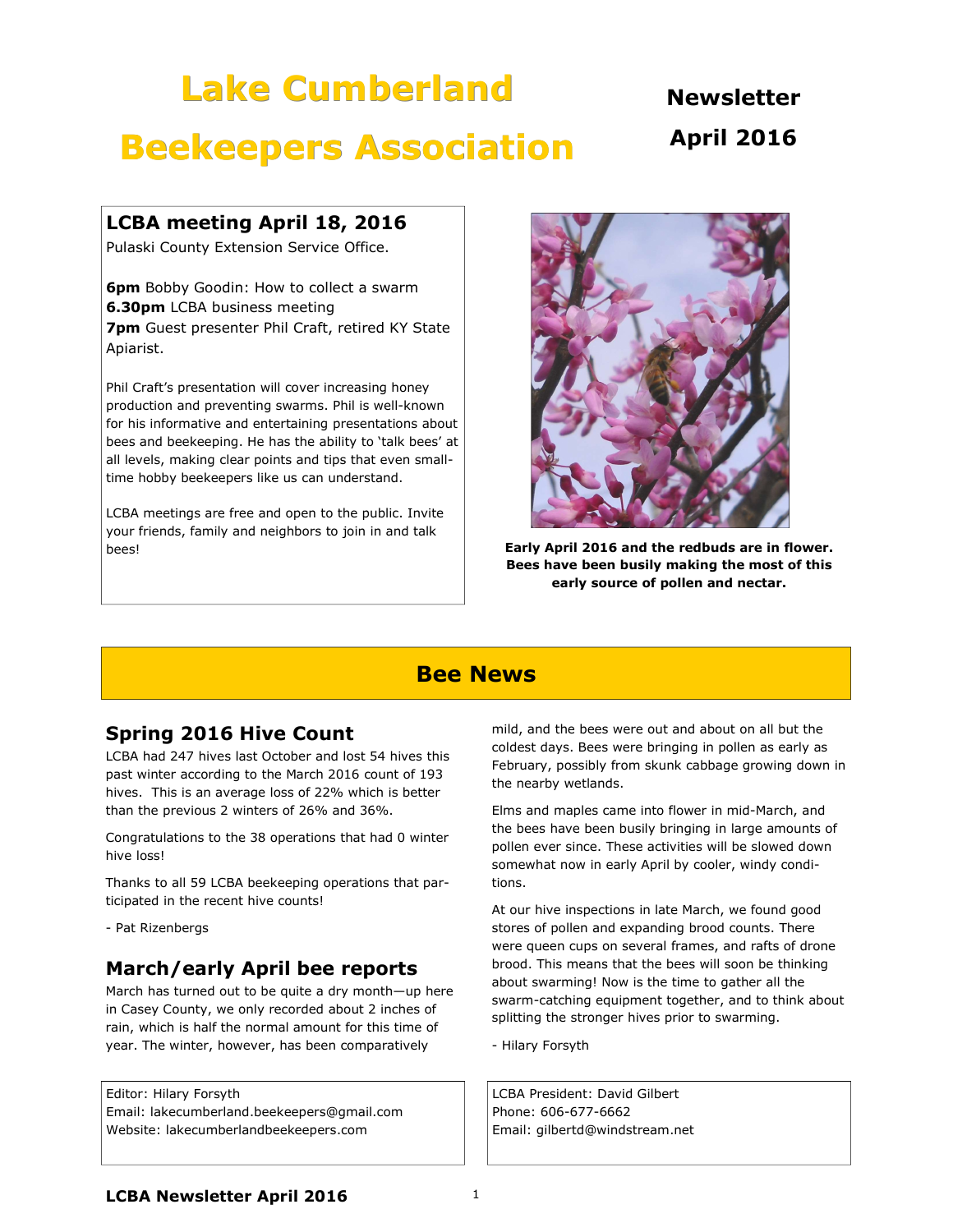# Lake Cumberland Beekeepers Association

**Newsletter April 2016**

## LCBA meeting April 18, 2016

Pulaski County Extension Service Office.

**6pm** Bobby Goodin: How to collect a swarm
**6.30pm** LCBA business meeting
**7pm** Guest presenter Phil Craft, retired KY State Apiarist.

Phil Craft's presentation will cover increasing honey production and preventing swarms. Phil is well-known for his informative and entertaining presentations about bees and beekeeping. He has the ability to 'talk bees' at all levels, making clear points and tips that even small-time hobby beekeepers like us can understand.

LCBA meetings are free and open to the public. Invite your friends, family and neighbors to join in and talk bees!

**Early April 2016 and the redbuds are in flower. Bees have been busily making the most of this early source of pollen and nectar.**

## Bee News

### Spring 2016 Hive Count

LCBA had 247 hives last October and lost 54 hives this past winter according to the March 2016 count of 193 hives. This is an average loss of 22% which is better than the previous 2 winters of 26% and 36%.

Congratulations to the 38 operations that had 0 winter hive loss!

Thanks to all 59 LCBA beekeeping operations that participated in the recent hive counts!

- Pat Rizenbergs

### March/early April bee reports

March has turned out to be quite a dry month—up here in Casey County, we only recorded about 2 inches of rain, which is half the normal amount for this time of year. The winter, however, has been comparatively mild, and the bees were out and about on all but the coldest days. Bees were bringing in pollen as early as February, possibly from skunk cabbage growing down in the nearby wetlands.

Elms and maples came into flower in mid-March, and the bees have been busily bringing in large amounts of pollen ever since. These activities will be slowed down somewhat now in early April by cooler, windy conditions.

At our hive inspections in late March, we found good stores of pollen and expanding brood counts. There were queen cups on several frames, and rafts of drone brood. This means that the bees will soon be thinking about swarming! Now is the time to gather all the swarm-catching equipment together, and to think about splitting the stronger hives prior to swarming.

- Hilary Forsyth

Editor: Hilary Forsyth
Email: lakecumberland.beekeepers@gmail.com
Website: lakecumberlandbeekeepers.com

LCBA President: David Gilbert
Phone: 606-677-6662
Email: gilbertd@windstream.net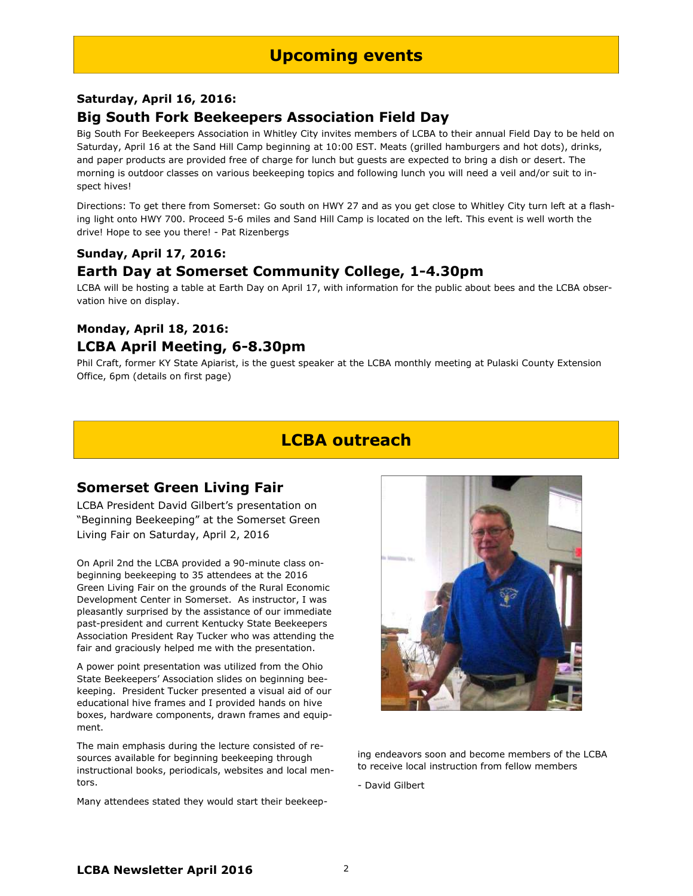## Upcoming events

**Saturday, April 16, 2016:**

### Big South Fork Beekeepers Association Field Day

Big South For Beekeepers Association in Whitley City invites members of LCBA to their annual Field Day to be held on Saturday, April 16 at the Sand Hill Camp beginning at 10:00 EST. Meats (grilled hamburgers and hot dots), drinks, and paper products are provided free of charge for lunch but guests are expected to bring a dish or desert. The morning is outdoor classes on various beekeeping topics and following lunch you will need a veil and/or suit to inspect hives!

Directions: To get there from Somerset: Go south on HWY 27 and as you get close to Whitley City turn left at a flashing light onto HWY 700. Proceed 5-6 miles and Sand Hill Camp is located on the left. This event is well worth the drive! Hope to see you there! - Pat Rizenbergs

**Sunday, April 17, 2016:**

### Earth Day at Somerset Community College, 1-4.30pm

LCBA will be hosting a table at Earth Day on April 17, with information for the public about bees and the LCBA observation hive on display.

**Monday, April 18, 2016:**

### LCBA April Meeting, 6-8.30pm

Phil Craft, former KY State Apiarist, is the guest speaker at the LCBA monthly meeting at Pulaski County Extension Office, 6pm (details on first page)

## LCBA outreach

### Somerset Green Living Fair

LCBA President David Gilbert's presentation on "Beginning Beekeeping" at the Somerset Green Living Fair on Saturday, April 2, 2016

On April 2nd the LCBA provided a 90-minute class on-beginning beekeeping to 35 attendees at the 2016 Green Living Fair on the grounds of the Rural Economic Development Center in Somerset. As instructor, I was pleasantly surprised by the assistance of our immediate past-president and current Kentucky State Beekeepers Association President Ray Tucker who was attending the fair and graciously helped me with the presentation.

A power point presentation was utilized from the Ohio State Beekeepers' Association slides on beginning beekeeping. President Tucker presented a visual aid of our educational hive frames and I provided hands on hive boxes, hardware components, drawn frames and equipment.

The main emphasis during the lecture consisted of resources available for beginning beekeeping through instructional books, periodicals, websites and local mentors.

Many attendees stated they would start their beekeeping endeavors soon and become members of the LCBA to receive local instruction from fellow members

- David Gilbert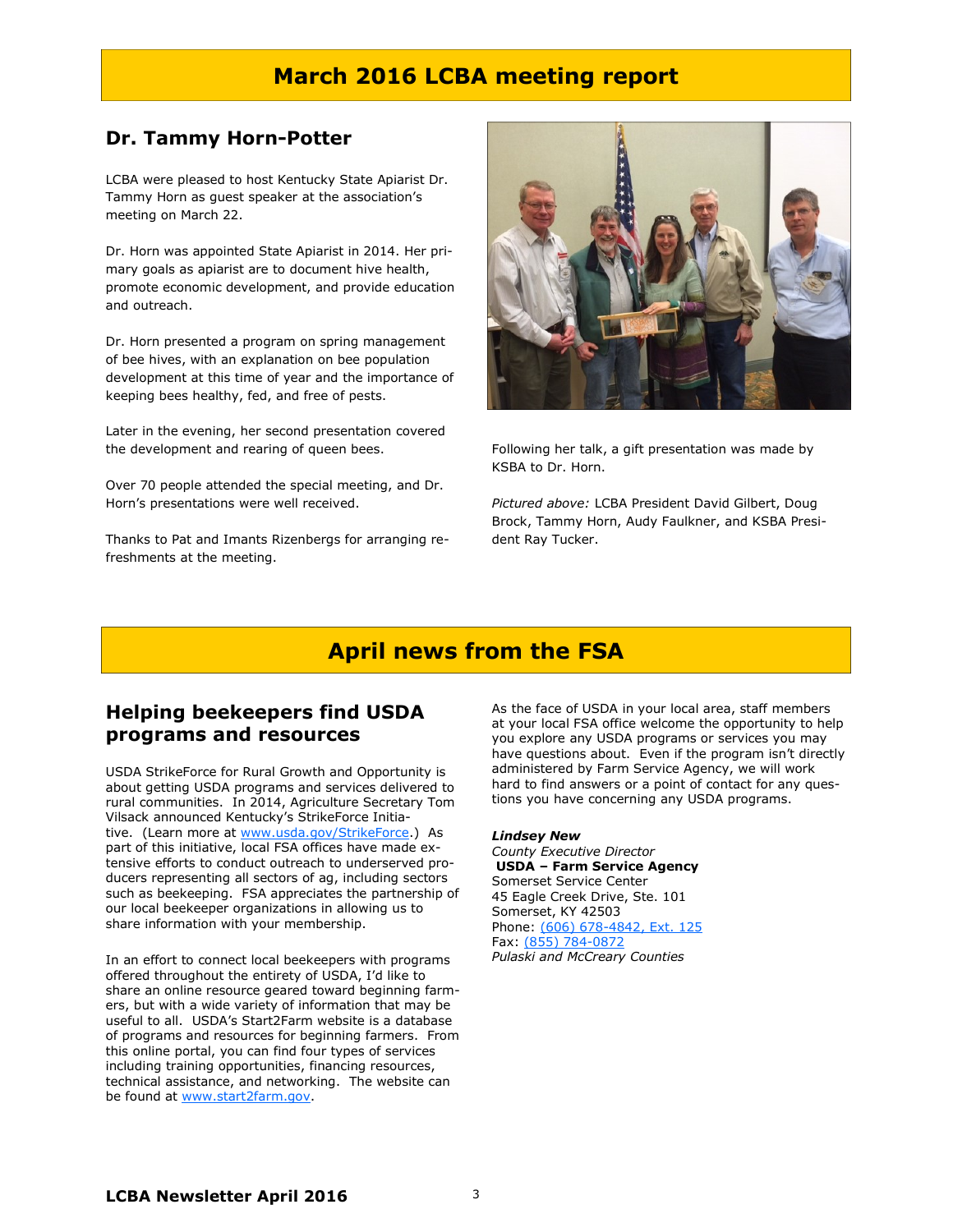# March 2016 LCBA meeting report

## Dr. Tammy Horn-Potter

LCBA were pleased to host Kentucky State Apiarist Dr. Tammy Horn as guest speaker at the association's meeting on March 22.

Dr. Horn was appointed State Apiarist in 2014. Her primary goals as apiarist are to document hive health, promote economic development, and provide education and outreach.

Dr. Horn presented a program on spring management of bee hives, with an explanation on bee population development at this time of year and the importance of keeping bees healthy, fed, and free of pests.

Later in the evening, her second presentation covered the development and rearing of queen bees.

Over 70 people attended the special meeting, and Dr. Horn's presentations were well received.

Thanks to Pat and Imants Rizenbergs for arranging refreshments at the meeting.

Following her talk, a gift presentation was made by KSBA to Dr. Horn.

*Pictured above:* LCBA President David Gilbert, Doug Brock, Tammy Horn, Audy Faulkner, and KSBA President Ray Tucker.

# April news from the FSA

## Helping beekeepers find USDA programs and resources

USDA StrikeForce for Rural Growth and Opportunity is about getting USDA programs and services delivered to rural communities. In 2014, Agriculture Secretary Tom Vilsack announced Kentucky's StrikeForce Initiative. (Learn more at www.usda.gov/StrikeForce.) As part of this initiative, local FSA offices have made extensive efforts to conduct outreach to underserved producers representing all sectors of ag, including sectors such as beekeeping. FSA appreciates the partnership of our local beekeeper organizations in allowing us to share information with your membership.

In an effort to connect local beekeepers with programs offered throughout the entirety of USDA, I'd like to share an online resource geared toward beginning farmers, but with a wide variety of information that may be useful to all. USDA's Start2Farm website is a database of programs and resources for beginning farmers. From this online portal, you can find four types of services including training opportunities, financing resources, technical assistance, and networking. The website can be found at www.start2farm.gov.

As the face of USDA in your local area, staff members at your local FSA office welcome the opportunity to help you explore any USDA programs or services you may have questions about. Even if the program isn't directly administered by Farm Service Agency, we will work hard to find answers or a point of contact for any questions you have concerning any USDA programs.

***Lindsey New***
*County Executive Director*
**USDA – Farm Service Agency**
Somerset Service Center
45 Eagle Creek Drive, Ste. 101
Somerset, KY 42503
Phone: (606) 678-4842, Ext. 125
Fax: (855) 784-0872
*Pulaski and McCreary Counties*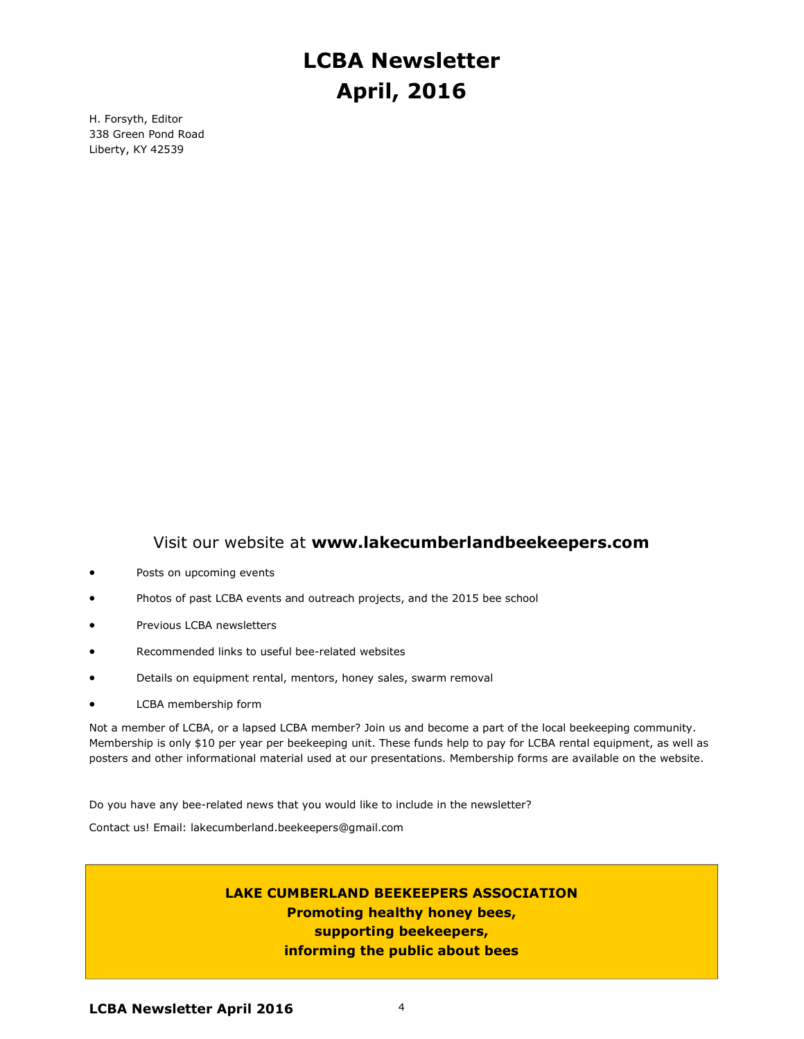# LCBA Newsletter April, 2016

H. Forsyth, Editor
338 Green Pond Road
Liberty, KY 42539

Visit our website at **www.lakecumberlandbeekeepers.com**

- Posts on upcoming events
- Photos of past LCBA events and outreach projects, and the 2015 bee school
- Previous LCBA newsletters
- Recommended links to useful bee-related websites
- Details on equipment rental, mentors, honey sales, swarm removal
- LCBA membership form

Not a member of LCBA, or a lapsed LCBA member? Join us and become a part of the local beekeeping community. Membership is only $10 per year per beekeeping unit. These funds help to pay for LCBA rental equipment, as well as posters and other informational material used at our presentations. Membership forms are available on the website.

Do you have any bee-related news that you would like to include in the newsletter?

Contact us! Email: lakecumberland.beekeepers@gmail.com

**LAKE CUMBERLAND BEEKEEPERS ASSOCIATION**
**Promoting healthy honey bees,**
**supporting beekeepers,**
**informing the public about bees**